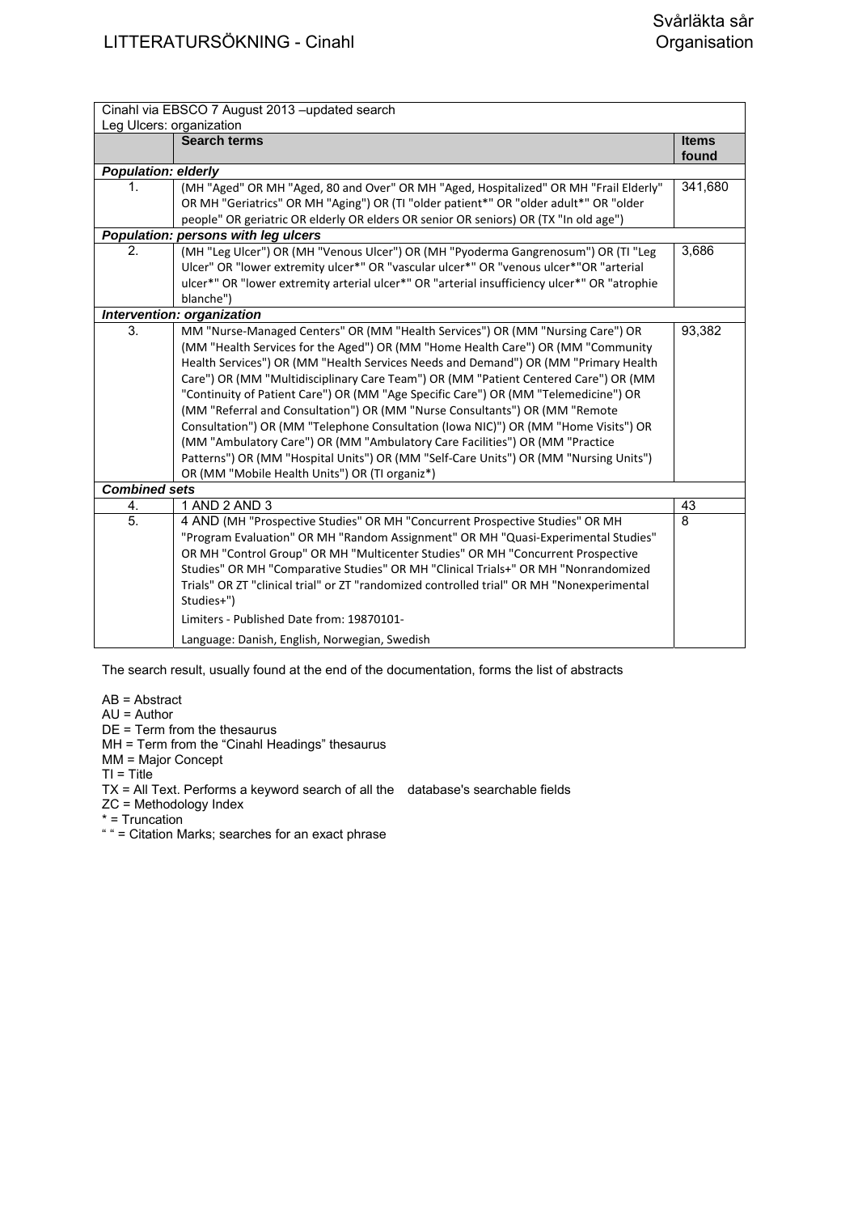# LITTERATURSÖKNING - Cinahl

Svårläkta sår
Organisation

| Cinahl via EBSCO 7 August 2013 –updated search<br>Leg Ulcers: organization | | |
|---|---|---|
| | **Search terms** | **Items found** |
| ***Population: elderly*** | | |
| 1. | (MH "Aged" OR MH "Aged, 80 and Over" OR MH "Aged, Hospitalized" OR MH "Frail Elderly" OR MH "Geriatrics" OR MH "Aging") OR (TI "older patient*" OR "older adult*" OR "older people" OR geriatric OR elderly OR elders OR senior OR seniors) OR (TX "In old age") | 341,680 |
| ***Population: persons with leg ulcers*** | | |
| 2. | (MH "Leg Ulcer") OR (MH "Venous Ulcer") OR (MH "Pyoderma Gangrenosum") OR (TI "Leg Ulcer" OR "lower extremity ulcer*" OR "vascular ulcer*" OR "venous ulcer*"OR "arterial ulcer*" OR "lower extremity arterial ulcer*" OR "arterial insufficiency ulcer*" OR "atrophie blanche") | 3,686 |
| ***Intervention: organization*** | | |
| 3. | MM "Nurse-Managed Centers" OR (MM "Health Services") OR (MM "Nursing Care") OR (MM "Health Services for the Aged") OR (MM "Home Health Care") OR (MM "Community Health Services") OR (MM "Health Services Needs and Demand") OR (MM "Primary Health Care") OR (MM "Multidisciplinary Care Team") OR (MM "Patient Centered Care") OR (MM "Continuity of Patient Care") OR (MM "Age Specific Care") OR (MM "Telemedicine") OR (MM "Referral and Consultation") OR (MM "Nurse Consultants") OR (MM "Remote Consultation") OR (MM "Telephone Consultation (Iowa NIC)") OR (MM "Home Visits") OR (MM "Ambulatory Care") OR (MM "Ambulatory Care Facilities") OR (MM "Practice Patterns") OR (MM "Hospital Units") OR (MM "Self-Care Units") OR (MM "Nursing Units") OR (MM "Mobile Health Units") OR (TI organiz*) | 93,382 |
| ***Combined sets*** | | |
| 4. | 1 AND 2 AND 3 | 43 |
| 5. | 4 AND (MH "Prospective Studies" OR MH "Concurrent Prospective Studies" OR MH "Program Evaluation" OR MH "Random Assignment" OR MH "Quasi-Experimental Studies" OR MH "Control Group" OR MH "Multicenter Studies" OR MH "Concurrent Prospective Studies" OR MH "Comparative Studies" OR MH "Clinical Trials+" OR MH "Nonrandomized Trials" OR ZT "clinical trial" or ZT "randomized controlled trial" OR MH "Nonexperimental Studies+")<br><br>Limiters - Published Date from: 19870101-<br><br>Language: Danish, English, Norwegian, Swedish | 8 |

The search result, usually found at the end of the documentation, forms the list of abstracts

AB = Abstract
AU = Author
DE = Term from the thesaurus
MH = Term from the "Cinahl Headings" thesaurus
MM = Major Concept
TI = Title
TX = All Text. Performs a keyword search of all the database's searchable fields
ZC = Methodology Index
* = Truncation
" " = Citation Marks; searches for an exact phrase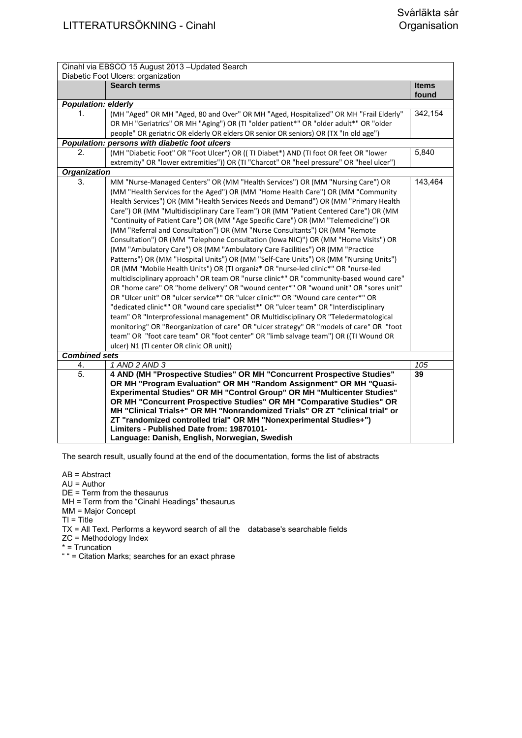# LITTERATURSÖKNING - Cinahl

Svårläkta sår
Organisation

| Cinahl via EBSCO 15 August 2013 –Updated Search<br>Diabetic Foot Ulcers: organization | | |
|---|---|---|
| | **Search terms** | **Items found** |
| ***Population: elderly*** | | |
| 1. | (MH "Aged" OR MH "Aged, 80 and Over" OR MH "Aged, Hospitalized" OR MH "Frail Elderly" OR MH "Geriatrics" OR MH "Aging") OR (TI "older patient*" OR "older adult*" OR "older people" OR geriatric OR elderly OR elders OR senior OR seniors) OR (TX "In old age") | 342,154 |
| ***Population: persons with diabetic foot ulcers*** | | |
| 2. | (MH "Diabetic Foot" OR MH "Foot Ulcer") OR (( TI Diabet*) AND (TI foot OR feet OR "lower extremity" OR "lower extremities")) OR (TI "Charcot" OR "heel pressure" OR "heel ulcer") | 5,840 |
| ***Organization*** | | |
| 3. | MM "Nurse-Managed Centers" OR (MM "Health Services") OR (MM "Nursing Care") OR (MM "Health Services for the Aged") OR (MM "Home Health Care") OR (MM "Community Health Services") OR (MM "Health Services Needs and Demand") OR (MM "Primary Health Care") OR (MM "Multidisciplinary Care Team") OR (MM "Patient Centered Care") OR (MM "Continuity of Patient Care") OR (MM "Age Specific Care") OR (MM "Telemedicine") OR (MM "Referral and Consultation") OR (MM "Nurse Consultants") OR (MM "Remote Consultation") OR (MM "Telephone Consultation (Iowa NIC)") OR (MM "Home Visits") OR (MM "Ambulatory Care") OR (MM "Ambulatory Care Facilities") OR (MM "Practice Patterns") OR (MM "Hospital Units") OR (MM "Self-Care Units") OR (MM "Nursing Units") OR (MM "Mobile Health Units") OR (TI organiz* OR "nurse-led clinic*" OR "nurse-led multidisciplinary approach" OR team OR "nurse clinic*" OR "community-based wound care" OR "home care" OR "home delivery" OR "wound center*" OR "wound unit" OR "sores unit" OR "Ulcer unit" OR "ulcer service*" OR "ulcer clinic*" OR "Wound care center*" OR "dedicated clinic*" OR "wound care specialist*" OR "ulcer team" OR "Interdisciplinary team" OR "Interprofessional management" OR Multidisciplinary OR "Teledermatological monitoring" OR "Reorganization of care" OR "ulcer strategy" OR "models of care" OR "foot team" OR "foot care team" OR "foot center" OR "limb salvage team") OR ((TI Wound OR ulcer) N1 (TI center OR clinic OR unit)) | 143,464 |
| ***Combined sets*** | | |
| *4.* | *1 AND 2 AND 3* | *105* |
| **5.** | **4 AND (MH "Prospective Studies" OR MH "Concurrent Prospective Studies" OR MH "Program Evaluation" OR MH "Random Assignment" OR MH "Quasi-Experimental Studies" OR MH "Control Group" OR MH "Multicenter Studies" OR MH "Concurrent Prospective Studies" OR MH "Comparative Studies" OR MH "Clinical Trials+" OR MH "Nonrandomized Trials" OR ZT "clinical trial" or ZT "randomized controlled trial" OR MH "Nonexperimental Studies+")<br>Limiters - Published Date from: 19870101-<br>Language: Danish, English, Norwegian, Swedish** | **39** |

The search result, usually found at the end of the documentation, forms the list of abstracts

AB = Abstract
AU = Author
DE = Term from the thesaurus
MH = Term from the "Cinahl Headings" thesaurus
MM = Major Concept
TI = Title
TX = All Text. Performs a keyword search of all the database's searchable fields
ZC = Methodology Index
* = Truncation
" " = Citation Marks; searches for an exact phrase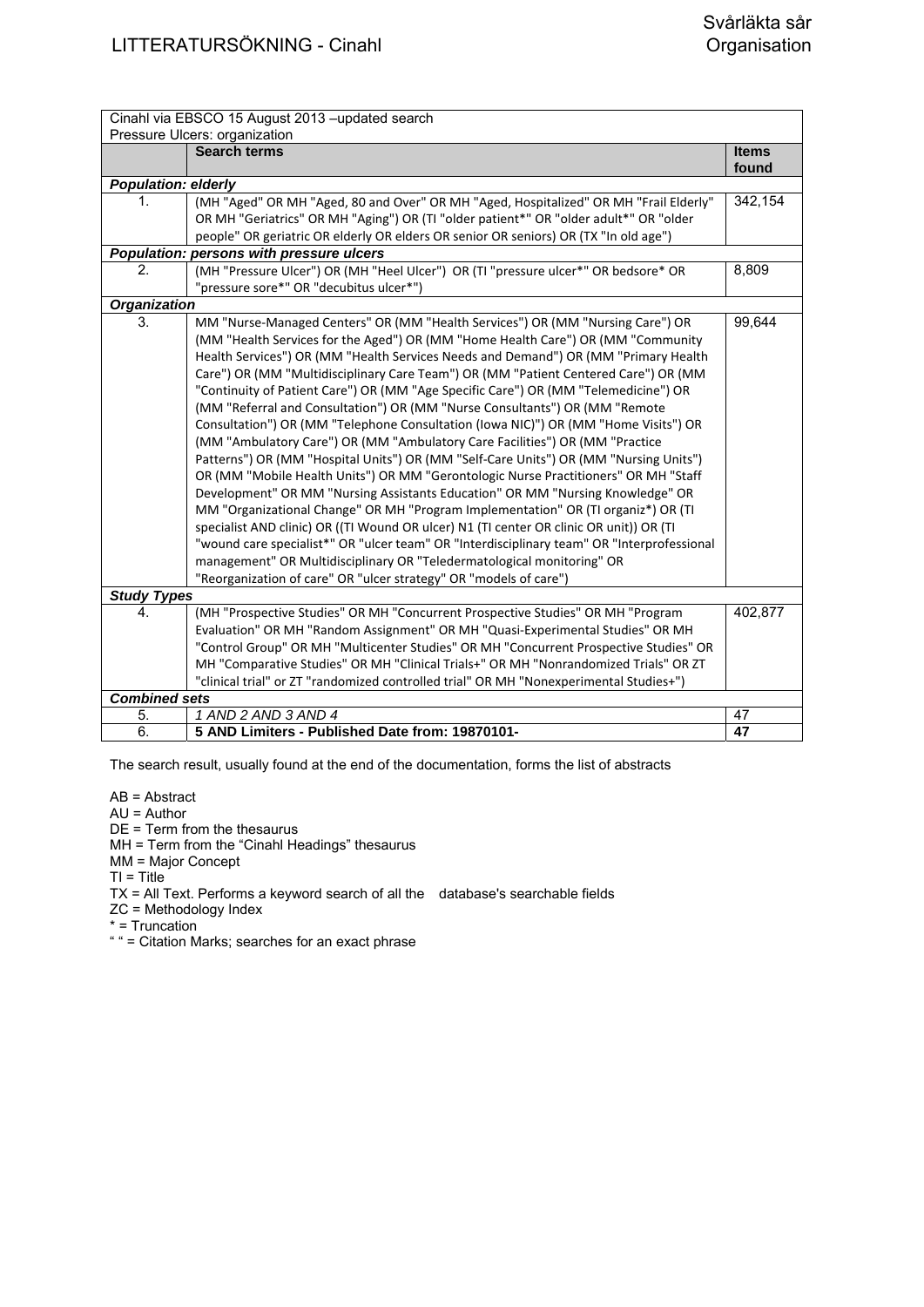# LITTERATURSÖKNING - Cinahl

Svårläkta sår
Organisation

| Cinahl via EBSCO 15 August 2013 –updated search<br>Pressure Ulcers: organization | | |
|---|---|---|
| | **Search terms** | **Items found** |
| ***Population: elderly*** | | |
| 1. | (MH "Aged" OR MH "Aged, 80 and Over" OR MH "Aged, Hospitalized" OR MH "Frail Elderly" OR MH "Geriatrics" OR MH "Aging") OR (TI "older patient*" OR "older adult*" OR "older people" OR geriatric OR elderly OR elders OR senior OR seniors) OR (TX "In old age") | 342,154 |
| ***Population: persons with pressure ulcers*** | | |
| 2. | (MH "Pressure Ulcer") OR (MH "Heel Ulcer") OR (TI "pressure ulcer*" OR bedsore* OR "pressure sore*" OR "decubitus ulcer*") | 8,809 |
| ***Organization*** | | |
| 3. | MM "Nurse-Managed Centers" OR (MM "Health Services") OR (MM "Nursing Care") OR (MM "Health Services for the Aged") OR (MM "Home Health Care") OR (MM "Community Health Services") OR (MM "Health Services Needs and Demand") OR (MM "Primary Health Care") OR (MM "Multidisciplinary Care Team") OR (MM "Patient Centered Care") OR (MM "Continuity of Patient Care") OR (MM "Age Specific Care") OR (MM "Telemedicine") OR (MM "Referral and Consultation") OR (MM "Nurse Consultants") OR (MM "Remote Consultation") OR (MM "Telephone Consultation (Iowa NIC)") OR (MM "Home Visits") OR (MM "Ambulatory Care") OR (MM "Ambulatory Care Facilities") OR (MM "Practice Patterns") OR (MM "Hospital Units") OR (MM "Self-Care Units") OR (MM "Nursing Units") OR (MM "Mobile Health Units") OR MM "Gerontologic Nurse Practitioners" OR MH "Staff Development" OR MM "Nursing Assistants Education" OR MM "Nursing Knowledge" OR MM "Organizational Change" OR MH "Program Implementation" OR (TI organiz*) OR (TI specialist AND clinic) OR ((TI Wound OR ulcer) N1 (TI center OR clinic OR unit)) OR (TI "wound care specialist*" OR "ulcer team" OR "Interdisciplinary team" OR "Interprofessional management" OR Multidisciplinary OR "Teledermatological monitoring" OR "Reorganization of care" OR "ulcer strategy" OR "models of care") | 99,644 |
| ***Study Types*** | | |
| 4. | (MH "Prospective Studies" OR MH "Concurrent Prospective Studies" OR MH "Program Evaluation" OR MH "Random Assignment" OR MH "Quasi-Experimental Studies" OR MH "Control Group" OR MH "Multicenter Studies" OR MH "Concurrent Prospective Studies" OR MH "Comparative Studies" OR MH "Clinical Trials+" OR MH "Nonrandomized Trials" OR ZT "clinical trial" or ZT "randomized controlled trial" OR MH "Nonexperimental Studies+") | 402,877 |
| ***Combined sets*** | | |
| 5. | *1 AND 2 AND 3 AND 4* | 47 |
| 6. | **5 AND Limiters - Published Date from: 19870101-** | **47** |

The search result, usually found at the end of the documentation, forms the list of abstracts

AB = Abstract
AU = Author
DE = Term from the thesaurus
MH = Term from the "Cinahl Headings" thesaurus
MM = Major Concept
TI = Title
TX = All Text. Performs a keyword search of all the database's searchable fields
ZC = Methodology Index
* = Truncation
" " = Citation Marks; searches for an exact phrase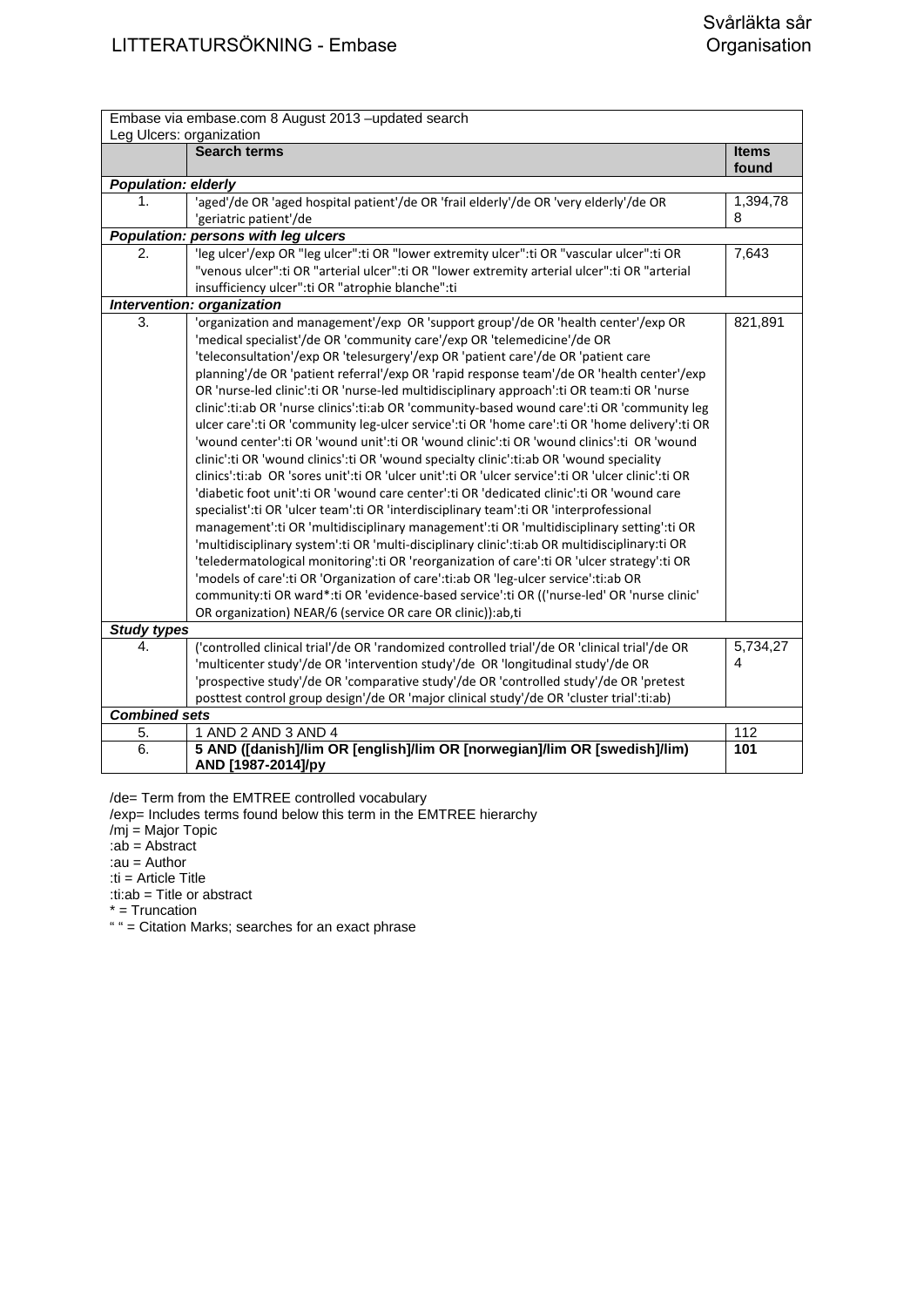# LITTERATURSÖKNING - Embase

Svårläkta sår
Organisation

| Embase via embase.com 8 August 2013 –updated search<br>Leg Ulcers: organization | | |
|---|---|---|
| | **Search terms** | **Items found** |
| ***Population: elderly*** | | |
| 1. | 'aged'/de OR 'aged hospital patient'/de OR 'frail elderly'/de OR 'very elderly'/de OR 'geriatric patient'/de | 1,394,788 |
| ***Population: persons with leg ulcers*** | | |
| 2. | 'leg ulcer'/exp OR "leg ulcer":ti OR "lower extremity ulcer":ti OR "vascular ulcer":ti OR "venous ulcer":ti OR "arterial ulcer":ti OR "lower extremity arterial ulcer":ti OR "arterial insufficiency ulcer":ti OR "atrophie blanche":ti | 7,643 |
| ***Intervention: organization*** | | |
| 3. | 'organization and management'/exp OR 'support group'/de OR 'health center'/exp OR 'medical specialist'/de OR 'community care'/exp OR 'telemedicine'/de OR 'teleconsultation'/exp OR 'telesurgery'/exp OR 'patient care'/de OR 'patient care planning'/de OR 'patient referral'/exp OR 'rapid response team'/de OR 'health center'/exp OR 'nurse-led clinic':ti OR 'nurse-led multidisciplinary approach':ti OR team:ti OR 'nurse clinic':ti:ab OR 'nurse clinics':ti:ab OR 'community-based wound care':ti OR 'community leg ulcer care':ti OR 'community leg-ulcer service':ti OR 'home care':ti OR 'home delivery':ti OR 'wound center':ti OR 'wound unit':ti OR 'wound clinic':ti OR 'wound clinics':ti OR 'wound clinic':ti OR 'wound clinics':ti OR 'wound specialty clinic':ti:ab OR 'wound speciality clinics':ti:ab OR 'sores unit':ti OR 'ulcer unit':ti OR 'ulcer service':ti OR 'ulcer clinic':ti OR 'diabetic foot unit':ti OR 'wound care center':ti OR 'dedicated clinic':ti OR 'wound care specialist':ti OR 'ulcer team':ti OR 'interdisciplinary team':ti OR 'interprofessional management':ti OR 'multidisciplinary management':ti OR 'multidisciplinary setting':ti OR 'multidisciplinary system':ti OR 'multi-disciplinary clinic':ti:ab OR multidisciplinary:ti OR 'teledermatological monitoring':ti OR 'reorganization of care':ti OR 'ulcer strategy':ti OR 'models of care':ti OR 'Organization of care':ti:ab OR 'leg-ulcer service':ti:ab OR community:ti OR ward*:ti OR 'evidence-based service':ti OR (('nurse-led' OR 'nurse clinic' OR organization) NEAR/6 (service OR care OR clinic)):ab,ti | 821,891 |
| ***Study types*** | | |
| 4. | ('controlled clinical trial'/de OR 'randomized controlled trial'/de OR 'clinical trial'/de OR 'multicenter study'/de OR 'intervention study'/de OR 'longitudinal study'/de OR 'prospective study'/de OR 'comparative study'/de OR 'controlled study'/de OR 'pretest posttest control group design'/de OR 'major clinical study'/de OR 'cluster trial':ti:ab) | 5,734,274 |
| ***Combined sets*** | | |
| 5. | 1 AND 2 AND 3 AND 4 | 112 |
| 6. | **5 AND ([danish]/lim OR [english]/lim OR [norwegian]/lim OR [swedish]/lim) AND [1987-2014]/py** | **101** |

/de= Term from the EMTREE controlled vocabulary
/exp= Includes terms found below this term in the EMTREE hierarchy
/mj = Major Topic
:ab = Abstract
:au = Author
:ti = Article Title
:ti:ab = Title or abstract
* = Truncation
" " = Citation Marks; searches for an exact phrase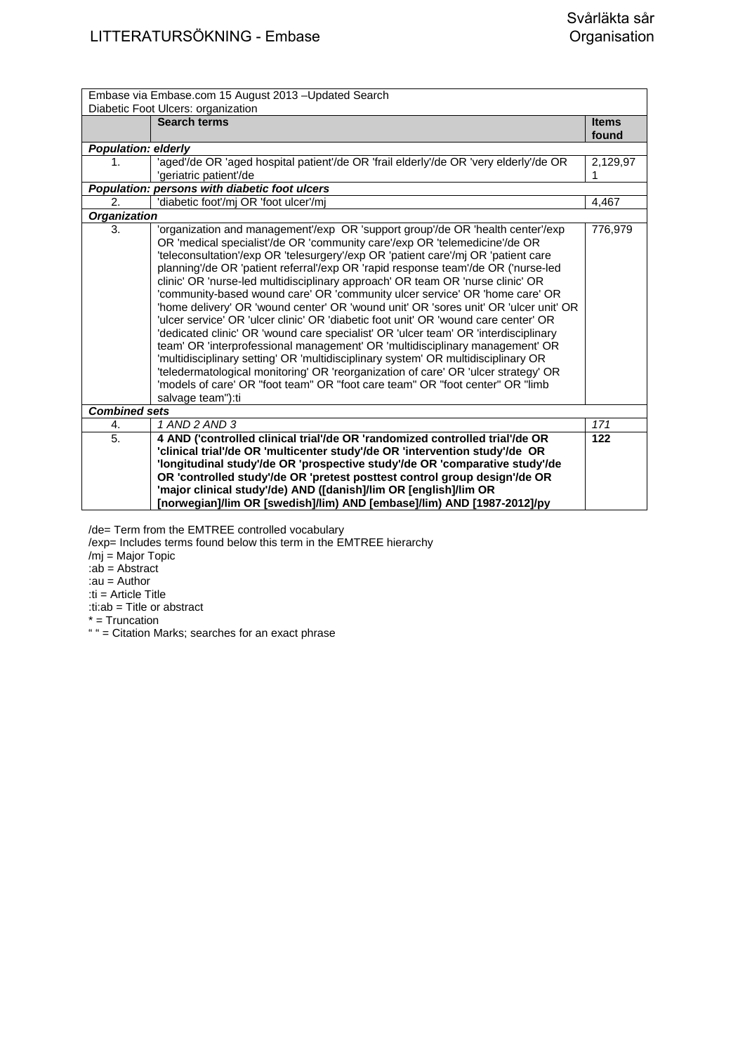| Embase via Embase.com 15 August 2013 –Updated Search<br>Diabetic Foot Ulcers: organization | | |
|---|---|---|
| | **Search terms** | **Items found** |
| ***Population: elderly*** | | |
| 1. | 'aged'/de OR 'aged hospital patient'/de OR 'frail elderly'/de OR 'very elderly'/de OR 'geriatric patient'/de | 2,129,971 |
| ***Population: persons with diabetic foot ulcers*** | | |
| 2. | 'diabetic foot'/mj OR 'foot ulcer'/mj | 4,467 |
| ***Organization*** | | |
| 3. | 'organization and management'/exp OR 'support group'/de OR 'health center'/exp OR 'medical specialist'/de OR 'community care'/exp OR 'telemedicine'/de OR 'teleconsultation'/exp OR 'telesurgery'/exp OR 'patient care'/mj OR 'patient care planning'/de OR 'patient referral'/exp OR 'rapid response team'/de OR ('nurse-led clinic' OR 'nurse-led multidisciplinary approach' OR team OR 'nurse clinic' OR 'community-based wound care' OR 'community ulcer service' OR 'home care' OR 'home delivery' OR 'wound center' OR 'wound unit' OR 'sores unit' OR 'ulcer unit' OR 'ulcer service' OR 'ulcer clinic' OR 'diabetic foot unit' OR 'wound care center' OR 'dedicated clinic' OR 'wound care specialist' OR 'ulcer team' OR 'interdisciplinary team' OR 'interprofessional management' OR 'multidisciplinary management' OR 'multidisciplinary setting' OR 'multidisciplinary system' OR multidisciplinary OR 'teledermatological monitoring' OR 'reorganization of care' OR 'ulcer strategy' OR 'models of care' OR "foot team" OR "foot care team" OR "foot center" OR "limb salvage team"):ti | 776,979 |
| ***Combined sets*** | | |
| *4.* | *1 AND 2 AND 3* | *171* |
| 5. | **4 AND ('controlled clinical trial'/de OR 'randomized controlled trial'/de OR 'clinical trial'/de OR 'multicenter study'/de OR 'intervention study'/de OR 'longitudinal study'/de OR 'prospective study'/de OR 'comparative study'/de OR 'controlled study'/de OR 'pretest posttest control group design'/de OR 'major clinical study'/de) AND ([danish]/lim OR [english]/lim OR [norwegian]/lim OR [swedish]/lim) AND [embase]/lim) AND [1987-2012]/py** | **122** |

/de= Term from the EMTREE controlled vocabulary
/exp= Includes terms found below this term in the EMTREE hierarchy
/mj = Major Topic
:ab = Abstract
:au = Author
:ti = Article Title
:ti:ab = Title or abstract
* = Truncation
" " = Citation Marks; searches for an exact phrase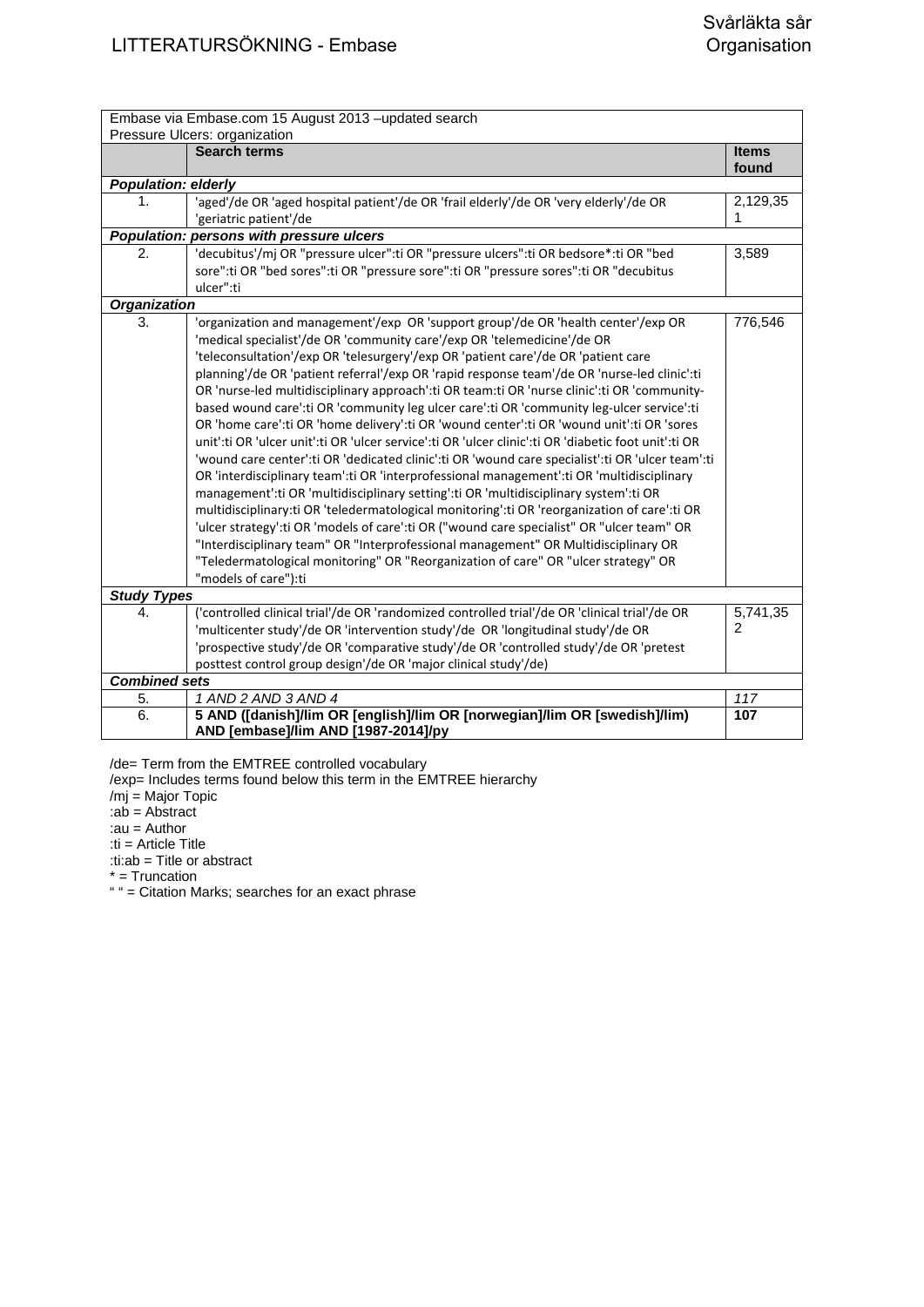| Embase via Embase.com 15 August 2013 –updated search<br>Pressure Ulcers: organization | | |
|---|---|---|
| | **Search terms** | **Items found** |
| ***Population: elderly*** | | |
| 1. | 'aged'/de OR 'aged hospital patient'/de OR 'frail elderly'/de OR 'very elderly'/de OR 'geriatric patient'/de | 2,129,351 |
| ***Population: persons with pressure ulcers*** | | |
| 2. | 'decubitus'/mj OR "pressure ulcer":ti OR "pressure ulcers":ti OR bedsore*:ti OR "bed sore":ti OR "bed sores":ti OR "pressure sore":ti OR "pressure sores":ti OR "decubitus ulcer":ti | 3,589 |
| ***Organization*** | | |
| 3. | 'organization and management'/exp OR 'support group'/de OR 'health center'/exp OR 'medical specialist'/de OR 'community care'/exp OR 'telemedicine'/de OR 'teleconsultation'/exp OR 'telesurgery'/exp OR 'patient care'/de OR 'patient care planning'/de OR 'patient referral'/exp OR 'rapid response team'/de OR 'nurse-led clinic':ti OR 'nurse-led multidisciplinary approach':ti OR team:ti OR 'nurse clinic':ti OR 'community-based wound care':ti OR 'community leg ulcer care':ti OR 'community leg-ulcer service':ti OR 'home care':ti OR 'home delivery':ti OR 'wound center':ti OR 'wound unit':ti OR 'sores unit':ti OR 'ulcer unit':ti OR 'ulcer service':ti OR 'ulcer clinic':ti OR 'diabetic foot unit':ti OR 'wound care center':ti OR 'dedicated clinic':ti OR 'wound care specialist':ti OR 'ulcer team':ti OR 'interdisciplinary team':ti OR 'interprofessional management':ti OR 'multidisciplinary management':ti OR 'multidisciplinary setting':ti OR 'multidisciplinary system':ti OR multidisciplinary:ti OR 'teledermatological monitoring':ti OR 'reorganization of care':ti OR 'ulcer strategy':ti OR 'models of care':ti OR ("wound care specialist" OR "ulcer team" OR "Interdisciplinary team" OR "Interprofessional management" OR Multidisciplinary OR "Teledermatological monitoring" OR "Reorganization of care" OR "ulcer strategy" OR "models of care"):ti | 776,546 |
| ***Study Types*** | | |
| 4. | ('controlled clinical trial'/de OR 'randomized controlled trial'/de OR 'clinical trial'/de OR 'multicenter study'/de OR 'intervention study'/de OR 'longitudinal study'/de OR 'prospective study'/de OR 'comparative study'/de OR 'controlled study'/de OR 'pretest posttest control group design'/de OR 'major clinical study'/de) | 5,741,352 |
| ***Combined sets*** | | |
| 5. | *1 AND 2 AND 3 AND 4* | *117* |
| 6. | **5 AND ([danish]/lim OR [english]/lim OR [norwegian]/lim OR [swedish]/lim) AND [embase]/lim AND [1987-2014]/py** | **107** |

/de= Term from the EMTREE controlled vocabulary
/exp= Includes terms found below this term in the EMTREE hierarchy
/mj = Major Topic
:ab = Abstract
:au = Author
:ti = Article Title
:ti:ab = Title or abstract
* = Truncation
" " = Citation Marks; searches for an exact phrase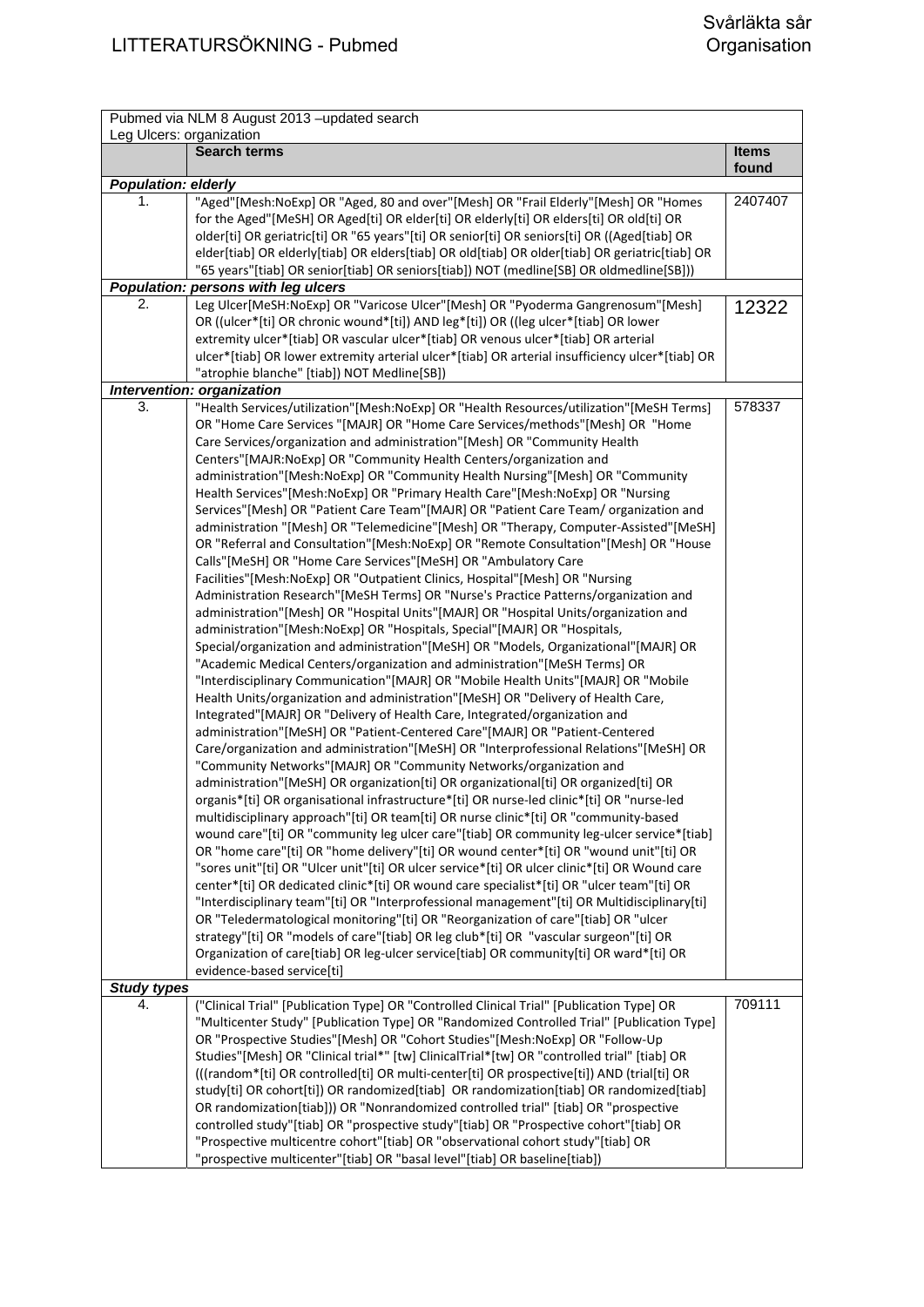# LITTERATURSÖKNING - Pubmed

Svårläkta sår
Organisation

| Pubmed via NLM 8 August 2013 –updated search<br>Leg Ulcers: organization | | |
|---|---|---|
| | **Search terms** | **Items found** |
| ***Population: elderly*** | | |
| 1. | "Aged"[Mesh:NoExp] OR "Aged, 80 and over"[Mesh] OR "Frail Elderly"[Mesh] OR "Homes for the Aged"[MeSH] OR Aged[ti] OR elder[ti] OR elderly[ti] OR elders[ti] OR old[ti] OR older[ti] OR geriatric[ti] OR "65 years"[ti] OR senior[ti] OR seniors[ti] OR ((Aged[tiab] OR elder[tiab] OR elderly[tiab] OR elders[tiab] OR old[tiab] OR older[tiab] OR geriatric[tiab] OR "65 years"[tiab] OR senior[tiab] OR seniors[tiab]) NOT (medline[SB] OR oldmedline[SB])) | 2407407 |
| ***Population: persons with leg ulcers*** | | |
| 2. | Leg Ulcer[MeSH:NoExp] OR "Varicose Ulcer"[Mesh] OR "Pyoderma Gangrenosum"[Mesh] OR ((ulcer*[ti] OR chronic wound*[ti]) AND leg*[ti]) OR ((leg ulcer*[tiab] OR lower extremity ulcer*[tiab] OR vascular ulcer*[tiab] OR venous ulcer*[tiab] OR arterial ulcer*[tiab] OR lower extremity arterial ulcer*[tiab] OR arterial insufficiency ulcer*[tiab] OR "atrophie blanche" [tiab]) NOT Medline[SB]) | 12322 |
| ***Intervention: organization*** | | |
| 3. | "Health Services/utilization"[Mesh:NoExp] OR "Health Resources/utilization"[MeSH Terms] OR "Home Care Services "[MAJR] OR "Home Care Services/methods"[Mesh] OR "Home Care Services/organization and administration"[Mesh] OR "Community Health Centers"[MAJR:NoExp] OR "Community Health Centers/organization and administration"[Mesh:NoExp] OR "Community Health Nursing"[Mesh] OR "Community Health Services"[Mesh:NoExp] OR "Primary Health Care"[Mesh:NoExp] OR "Nursing Services"[Mesh] OR "Patient Care Team"[MAJR] OR "Patient Care Team/ organization and administration "[Mesh] OR "Telemedicine"[Mesh] OR "Therapy, Computer-Assisted"[MeSH] OR "Referral and Consultation"[Mesh:NoExp] OR "Remote Consultation"[Mesh] OR "House Calls"[MeSH] OR "Home Care Services"[MeSH] OR "Ambulatory Care Facilities"[Mesh:NoExp] OR "Outpatient Clinics, Hospital"[Mesh] OR "Nursing Administration Research"[MeSH Terms] OR "Nurse's Practice Patterns/organization and administration"[Mesh] OR "Hospital Units"[MAJR] OR "Hospital Units/organization and administration"[Mesh:NoExp] OR "Hospitals, Special"[MAJR] OR "Hospitals, Special/organization and administration"[MeSH] OR "Models, Organizational"[MAJR] OR "Academic Medical Centers/organization and administration"[MeSH Terms] OR "Interdisciplinary Communication"[MAJR] OR "Mobile Health Units"[MAJR] OR "Mobile Health Units/organization and administration"[MeSH] OR "Delivery of Health Care, Integrated"[MAJR] OR "Delivery of Health Care, Integrated/organization and administration"[MeSH] OR "Patient-Centered Care"[MAJR] OR "Patient-Centered Care/organization and administration"[MeSH] OR "Interprofessional Relations"[MeSH] OR "Community Networks"[MAJR] OR "Community Networks/organization and administration"[MeSH] OR organization[ti] OR organizational[ti] OR organized[ti] OR organis*[ti] OR organisational infrastructure*[ti] OR nurse-led clinic*[ti] OR "nurse-led multidisciplinary approach"[ti] OR team[ti] OR nurse clinic*[ti] OR "community-based wound care"[ti] OR "community leg ulcer care"[tiab] OR community leg-ulcer service*[tiab] OR "home care"[ti] OR "home delivery"[ti] OR wound center*[ti] OR "wound unit"[ti] OR "sores unit"[ti] OR "Ulcer unit"[ti] OR ulcer service*[ti] OR ulcer clinic*[ti] OR Wound care center*[ti] OR dedicated clinic*[ti] OR wound care specialist*[ti] OR "ulcer team"[ti] OR "Interdisciplinary team"[ti] OR "Interprofessional management"[ti] OR Multidisciplinary[ti] OR "Teledermatological monitoring"[ti] OR "Reorganization of care"[tiab] OR "ulcer strategy"[ti] OR "models of care"[tiab] OR leg club*[ti] OR "vascular surgeon"[ti] OR Organization of care[tiab] OR leg-ulcer service[tiab] OR community[ti] OR ward*[ti] OR evidence-based service[ti] | 578337 |
| ***Study types*** | | |
| 4. | ("Clinical Trial" [Publication Type] OR "Controlled Clinical Trial" [Publication Type] OR "Multicenter Study" [Publication Type] OR "Randomized Controlled Trial" [Publication Type] OR "Prospective Studies"[Mesh] OR "Cohort Studies"[Mesh:NoExp] OR "Follow-Up Studies"[Mesh] OR "Clinical trial*" [tw] ClinicalTrial*[tw] OR "controlled trial" [tiab] OR (((random*[ti] OR controlled[ti] OR multi-center[ti] OR prospective[ti]) AND (trial[ti] OR study[ti] OR cohort[ti]) OR randomized[tiab] OR randomization[tiab] OR randomized[tiab] OR randomization[tiab])) OR "Nonrandomized controlled trial" [tiab] OR "prospective controlled study"[tiab] OR "prospective study"[tiab] OR "Prospective cohort"[tiab] OR "Prospective multicentre cohort"[tiab] OR "observational cohort study"[tiab] OR "prospective multicenter"[tiab] OR "basal level"[tiab] OR baseline[tiab]) | 709111 |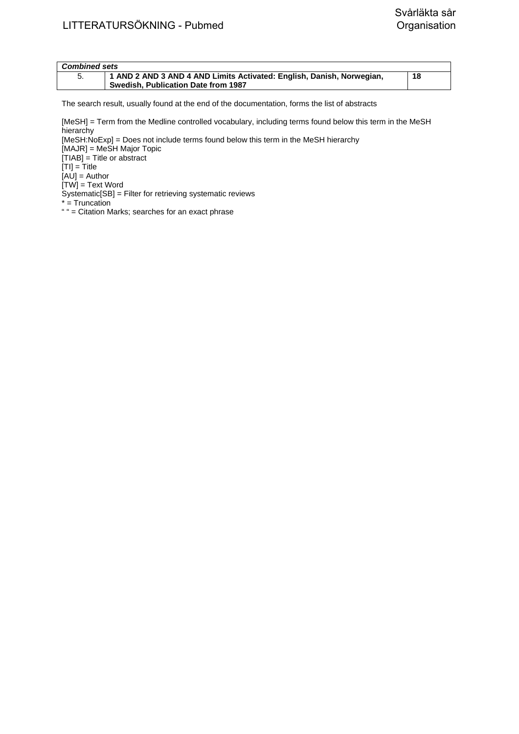| *Combined sets* | | |
| --- | --- | --- |
| 5. | **1 AND 2 AND 3 AND 4 AND Limits Activated: English, Danish, Norwegian, Swedish, Publication Date from 1987** | **18** |

The search result, usually found at the end of the documentation, forms the list of abstracts

[MeSH] = Term from the Medline controlled vocabulary, including terms found below this term in the MeSH hierarchy
[MeSH:NoExp] = Does not include terms found below this term in the MeSH hierarchy
[MAJR] = MeSH Major Topic
[TIAB] = Title or abstract
[TI] = Title
[AU] = Author
[TW] = Text Word
Systematic[SB] = Filter for retrieving systematic reviews
* = Truncation
" " = Citation Marks; searches for an exact phrase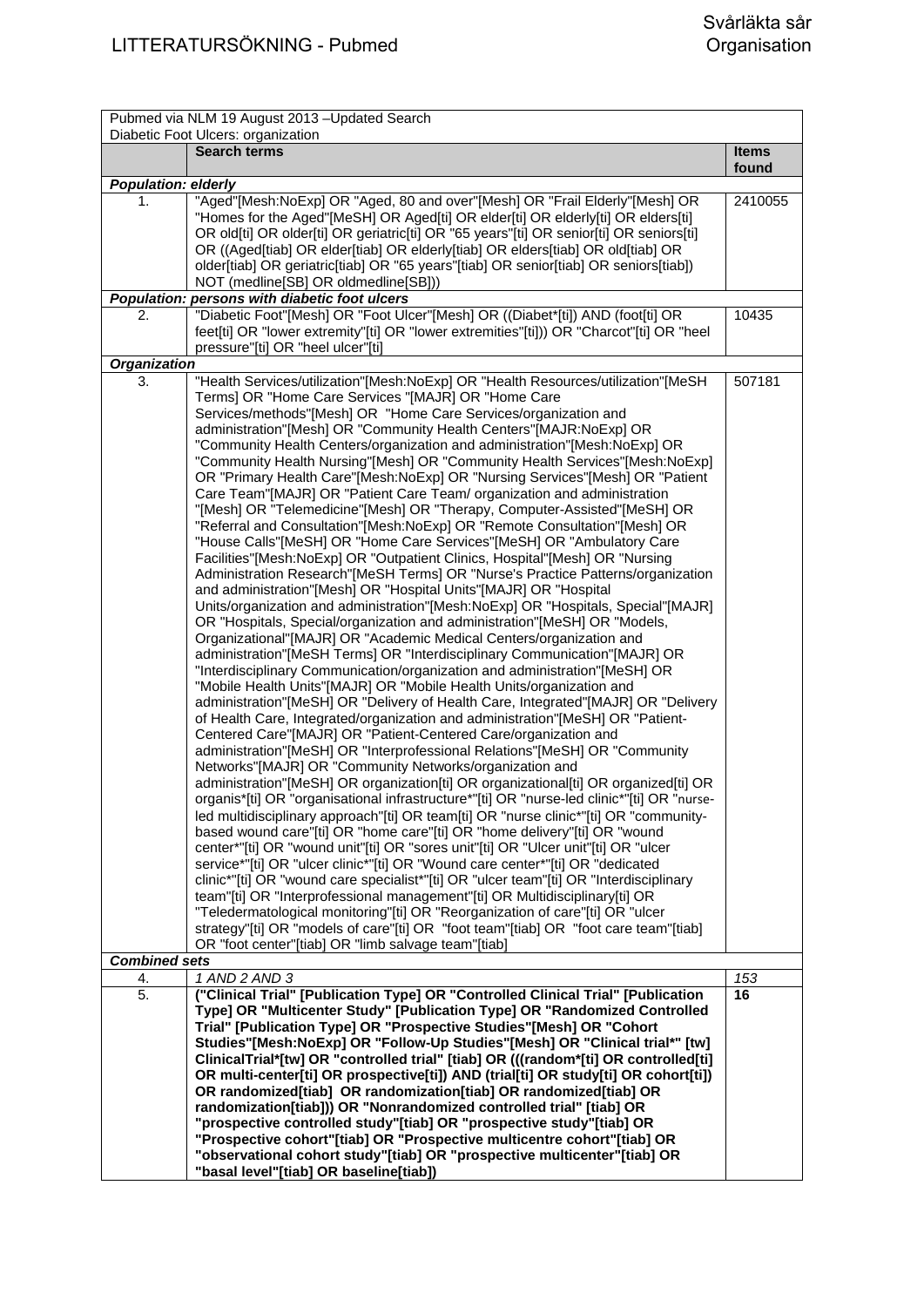| Pubmed via NLM 19 August 2013 –Updated Search<br>Diabetic Foot Ulcers: organization | | |
|---|---|---|
| | **Search terms** | **Items found** |
| ***Population: elderly*** | | |
| 1. | "Aged"[Mesh:NoExp] OR "Aged, 80 and over"[Mesh] OR "Frail Elderly"[Mesh] OR "Homes for the Aged"[MeSH] OR Aged[ti] OR elder[ti] OR elderly[ti] OR elders[ti] OR old[ti] OR older[ti] OR geriatric[ti] OR "65 years"[ti] OR senior[ti] OR seniors[ti] OR ((Aged[tiab] OR elder[tiab] OR elderly[tiab] OR elders[tiab] OR old[tiab] OR older[tiab] OR geriatric[tiab] OR "65 years"[tiab] OR senior[tiab] OR seniors[tiab]) NOT (medline[SB] OR oldmedline[SB])) | 2410055 |
| ***Population: persons with diabetic foot ulcers*** | | |
| 2. | "Diabetic Foot"[Mesh] OR "Foot Ulcer"[Mesh] OR ((Diabet*[ti]) AND (foot[ti] OR feet[ti] OR "lower extremity"[ti] OR "lower extremities"[ti])) OR "Charcot"[ti] OR "heel pressure"[ti] OR "heel ulcer"[ti] | 10435 |
| ***Organization*** | | |
| 3. | "Health Services/utilization"[Mesh:NoExp] OR "Health Resources/utilization"[MeSH Terms] OR "Home Care Services "[MAJR] OR "Home Care Services/methods"[Mesh] OR "Home Care Services/organization and administration"[Mesh] OR "Community Health Centers"[MAJR:NoExp] OR "Community Health Centers/organization and administration"[Mesh:NoExp] OR "Community Health Nursing"[Mesh] OR "Community Health Services"[Mesh:NoExp] OR "Primary Health Care"[Mesh:NoExp] OR "Nursing Services"[Mesh] OR "Patient Care Team"[MAJR] OR "Patient Care Team/ organization and administration "[Mesh] OR "Telemedicine"[Mesh] OR "Therapy, Computer-Assisted"[MeSH] OR "Referral and Consultation"[Mesh:NoExp] OR "Remote Consultation"[Mesh] OR "House Calls"[MeSH] OR "Home Care Services"[MeSH] OR "Ambulatory Care Facilities"[Mesh:NoExp] OR "Outpatient Clinics, Hospital"[Mesh] OR "Nursing Administration Research"[MeSH Terms] OR "Nurse's Practice Patterns/organization and administration"[Mesh] OR "Hospital Units"[MAJR] OR "Hospital Units/organization and administration"[Mesh:NoExp] OR "Hospitals, Special"[MAJR] OR "Hospitals, Special/organization and administration"[MeSH] OR "Models, Organizational"[MAJR] OR "Academic Medical Centers/organization and administration"[MeSH Terms] OR "Interdisciplinary Communication"[MAJR] OR "Interdisciplinary Communication/organization and administration"[MeSH] OR "Mobile Health Units"[MAJR] OR "Mobile Health Units/organization and administration"[MeSH] OR "Delivery of Health Care, Integrated"[MAJR] OR "Delivery of Health Care, Integrated/organization and administration"[MeSH] OR "Patient-Centered Care"[MAJR] OR "Patient-Centered Care/organization and administration"[MeSH] OR "Interprofessional Relations"[MeSH] OR "Community Networks"[MAJR] OR "Community Networks/organization and administration"[MeSH] OR organization[ti] OR organizational[ti] OR organized[ti] OR organis*[ti] OR "organisational infrastructure*"[ti] OR "nurse-led clinic*"[ti] OR "nurse-led multidisciplinary approach"[ti] OR team[ti] OR "nurse clinic*"[ti] OR "community-based wound care"[ti] OR "home care"[ti] OR "home delivery"[ti] OR "wound center*"[ti] OR "wound unit"[ti] OR "sores unit"[ti] OR "Ulcer unit"[ti] OR "ulcer service*"[ti] OR "ulcer clinic*"[ti] OR "Wound care center*"[ti] OR "dedicated clinic*"[ti] OR "wound care specialist*"[ti] OR "ulcer team"[ti] OR "Interdisciplinary team"[ti] OR "Interprofessional management"[ti] OR Multidisciplinary[ti] OR "Teledermatological monitoring"[ti] OR "Reorganization of care"[ti] OR "ulcer strategy"[ti] OR "models of care"[ti] OR "foot team"[tiab] OR "foot care team"[tiab] OR "foot center"[tiab] OR "limb salvage team"[tiab] | 507181 |
| ***Combined sets*** | | |
| 4. | *1 AND 2 AND 3* | *153* |
| 5. | **("Clinical Trial" [Publication Type] OR "Controlled Clinical Trial" [Publication Type] OR "Multicenter Study" [Publication Type] OR "Randomized Controlled Trial" [Publication Type] OR "Prospective Studies"[Mesh] OR "Cohort Studies"[Mesh:NoExp] OR "Follow-Up Studies"[Mesh] OR "Clinical trial*" [tw] ClinicalTrial*[tw] OR "controlled trial" [tiab] OR (((random*[ti] OR controlled[ti] OR multi-center[ti] OR prospective[ti]) AND (trial[ti] OR study[ti] OR cohort[ti]) OR randomized[tiab] OR randomization[tiab] OR randomized[tiab] OR randomization[tiab])) OR "Nonrandomized controlled trial" [tiab] OR "prospective controlled study"[tiab] OR "prospective study"[tiab] OR "Prospective cohort"[tiab] OR "Prospective multicentre cohort"[tiab] OR "observational cohort study"[tiab] OR "prospective multicenter"[tiab] OR "basal level"[tiab] OR baseline[tiab])** | **16** |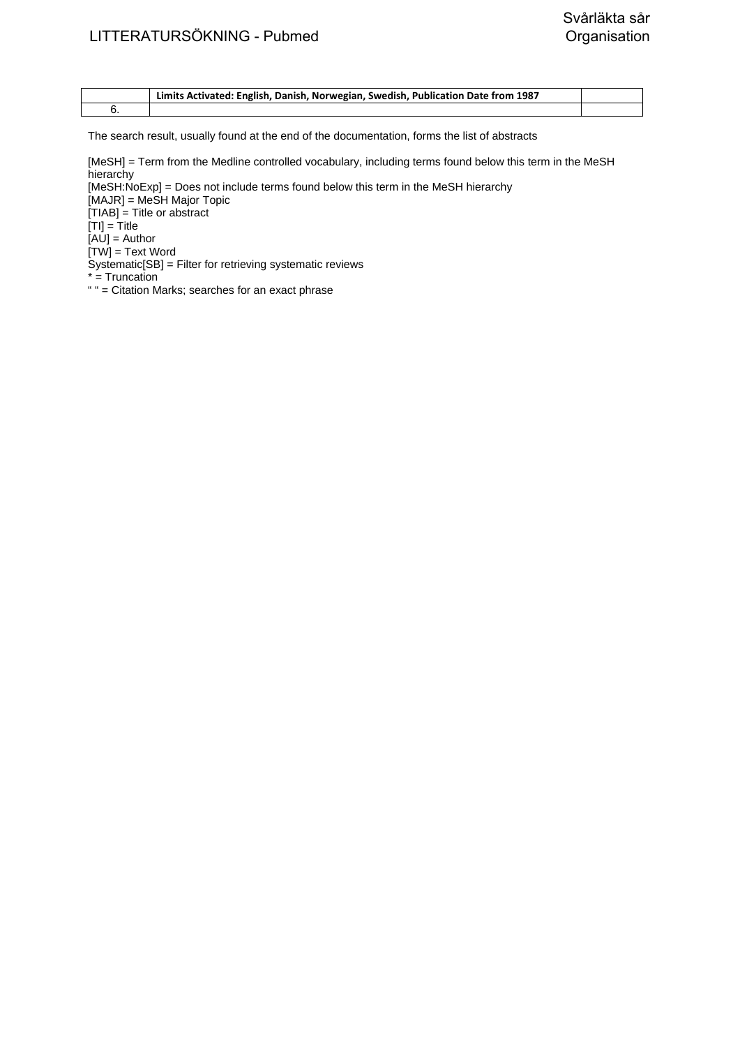|  | **Limits Activated: English, Danish, Norwegian, Swedish, Publication Date from 1987** |  |
|---|---|---|
| 6. |  |  |

The search result, usually found at the end of the documentation, forms the list of abstracts

[MeSH] = Term from the Medline controlled vocabulary, including terms found below this term in the MeSH hierarchy
[MeSH:NoExp] = Does not include terms found below this term in the MeSH hierarchy
[MAJR] = MeSH Major Topic
[TIAB] = Title or abstract
[TI] = Title
[AU] = Author
[TW] = Text Word
Systematic[SB] = Filter for retrieving systematic reviews
* = Truncation
" " = Citation Marks; searches for an exact phrase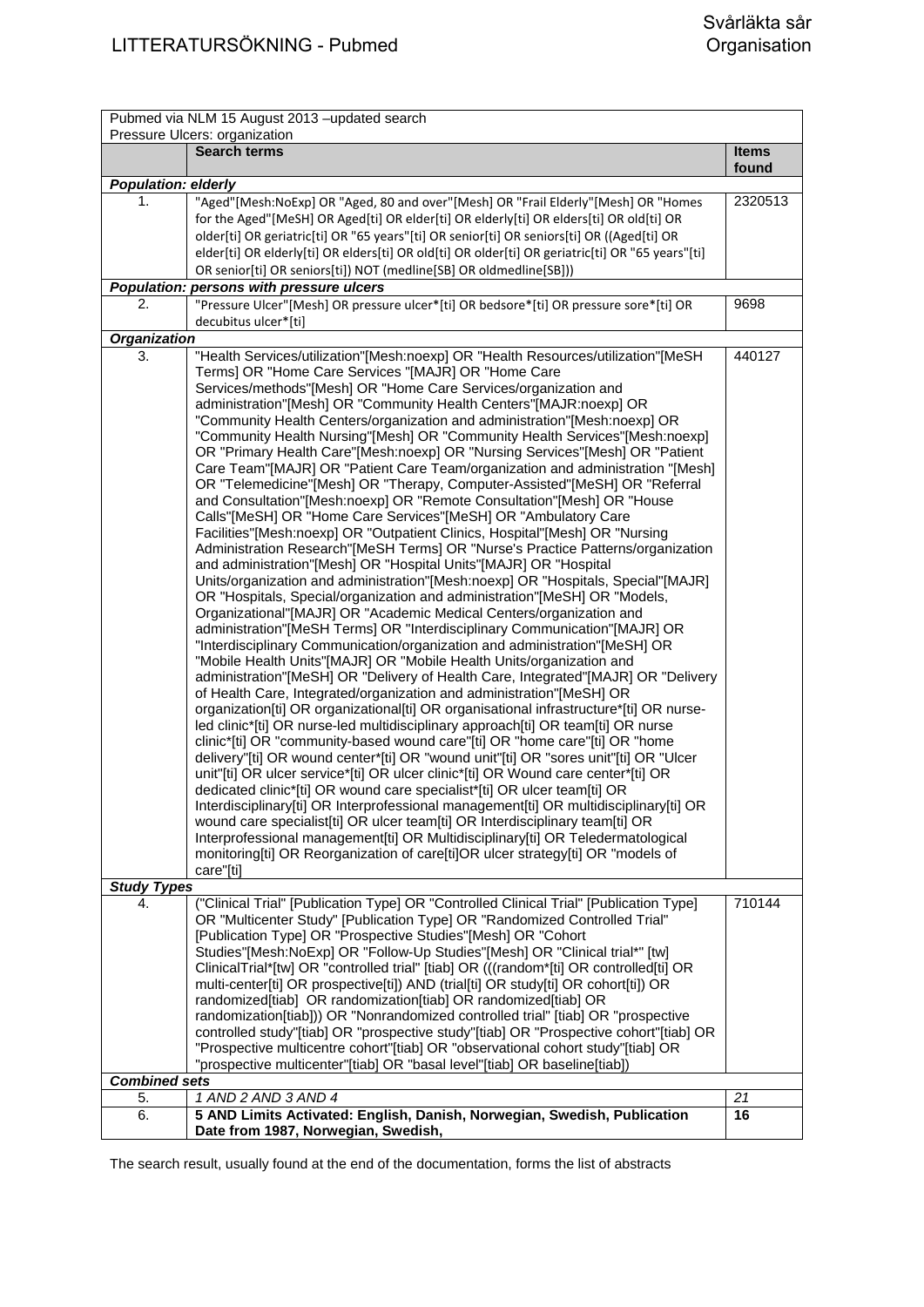# LITTERATURSÖKNING - Pubmed

Svårläkta sår
Organisation

| | Pubmed via NLM 15 August 2013 –updated search<br>Pressure Ulcers: organization | |
|---|---|---|
| | **Search terms** | **Items found** |
| ***Population: elderly*** | | |
| 1. | "Aged"[Mesh:NoExp] OR "Aged, 80 and over"[Mesh] OR "Frail Elderly"[Mesh] OR "Homes for the Aged"[MeSH] OR Aged[ti] OR elder[ti] OR elderly[ti] OR elders[ti] OR old[ti] OR older[ti] OR geriatric[ti] OR "65 years"[ti] OR senior[ti] OR seniors[ti] OR ((Aged[ti] OR elder[ti] OR elderly[ti] OR elders[ti] OR old[ti] OR older[ti] OR geriatric[ti] OR "65 years"[ti] OR senior[ti] OR seniors[ti]) NOT (medline[SB] OR oldmedline[SB])) | 2320513 |
| ***Population: persons with pressure ulcers*** | | |
| 2. | "Pressure Ulcer"[Mesh] OR pressure ulcer*[ti] OR bedsore*[ti] OR pressure sore*[ti] OR decubitus ulcer*[ti] | 9698 |
| ***Organization*** | | |
| 3. | "Health Services/utilization"[Mesh:noexp] OR "Health Resources/utilization"[MeSH Terms] OR "Home Care Services "[MAJR] OR "Home Care Services/methods"[Mesh] OR "Home Care Services/organization and administration"[Mesh] OR "Community Health Centers"[MAJR:noexp] OR "Community Health Centers/organization and administration"[Mesh:noexp] OR "Community Health Nursing"[Mesh] OR "Community Health Services"[Mesh:noexp] OR "Primary Health Care"[Mesh:noexp] OR "Nursing Services"[Mesh] OR "Patient Care Team"[MAJR] OR "Patient Care Team/organization and administration "[Mesh] OR "Telemedicine"[Mesh] OR "Therapy, Computer-Assisted"[MeSH] OR "Referral and Consultation"[Mesh:noexp] OR "Remote Consultation"[Mesh] OR "House Calls"[MeSH] OR "Home Care Services"[MeSH] OR "Ambulatory Care Facilities"[Mesh:noexp] OR "Outpatient Clinics, Hospital"[Mesh] OR "Nursing Administration Research"[MeSH Terms] OR "Nurse's Practice Patterns/organization and administration"[Mesh] OR "Hospital Units"[MAJR] OR "Hospital Units/organization and administration"[Mesh:noexp] OR "Hospitals, Special"[MAJR] OR "Hospitals, Special/organization and administration"[MeSH] OR "Models, Organizational"[MAJR] OR "Academic Medical Centers/organization and administration"[MeSH Terms] OR "Interdisciplinary Communication"[MAJR] OR "Interdisciplinary Communication/organization and administration"[MeSH] OR "Mobile Health Units"[MAJR] OR "Mobile Health Units/organization and administration"[MeSH] OR "Delivery of Health Care, Integrated"[MAJR] OR "Delivery of Health Care, Integrated/organization and administration"[MeSH] OR organization[ti] OR organizational[ti] OR organisational infrastructure*[ti] OR nurse-led clinic*[ti] OR nurse-led multidisciplinary approach[ti] OR team[ti] OR nurse clinic*[ti] OR "community-based wound care"[ti] OR "home care"[ti] OR "home delivery"[ti] OR wound center*[ti] OR "wound unit"[ti] OR "sores unit"[ti] OR "Ulcer unit"[ti] OR ulcer service*[ti] OR ulcer clinic*[ti] OR Wound care center*[ti] OR dedicated clinic*[ti] OR wound care specialist*[ti] OR ulcer team[ti] OR Interdisciplinary[ti] OR Interprofessional management[ti] OR multidisciplinary[ti] OR wound care specialist[ti] OR ulcer team[ti] OR Interdisciplinary team[ti] OR Interprofessional management[ti] OR Multidisciplinary[ti] OR Teledermatological monitoring[ti] OR Reorganization of care[ti]OR ulcer strategy[ti] OR "models of care"[ti] | 440127 |
| ***Study Types*** | | |
| 4. | ("Clinical Trial" [Publication Type] OR "Controlled Clinical Trial" [Publication Type] OR "Multicenter Study" [Publication Type] OR "Randomized Controlled Trial" [Publication Type] OR "Prospective Studies"[Mesh] OR "Cohort Studies"[Mesh:NoExp] OR "Follow-Up Studies"[Mesh] OR "Clinical trial*" [tw] ClinicalTrial*[tw] OR "controlled trial" [tiab] OR (((random*[ti] OR controlled[ti] OR multi-center[ti] OR prospective[ti]) AND (trial[ti] OR study[ti] OR cohort[ti]) OR randomized[tiab] OR randomization[tiab] OR randomized[tiab] OR randomization[tiab])) OR "Nonrandomized controlled trial" [tiab] OR "prospective controlled study"[tiab] OR "prospective study"[tiab] OR "Prospective cohort"[tiab] OR "Prospective multicentre cohort"[tiab] OR "observational cohort study"[tiab] OR "prospective multicenter"[tiab] OR "basal level"[tiab] OR baseline[tiab]) | 710144 |
| ***Combined sets*** | | |
| 5. | *1 AND 2 AND 3 AND 4* | *21* |
| 6. | **5 AND Limits Activated: English, Danish, Norwegian, Swedish, Publication Date from 1987, Norwegian, Swedish,** | **16** |

The search result, usually found at the end of the documentation, forms the list of abstracts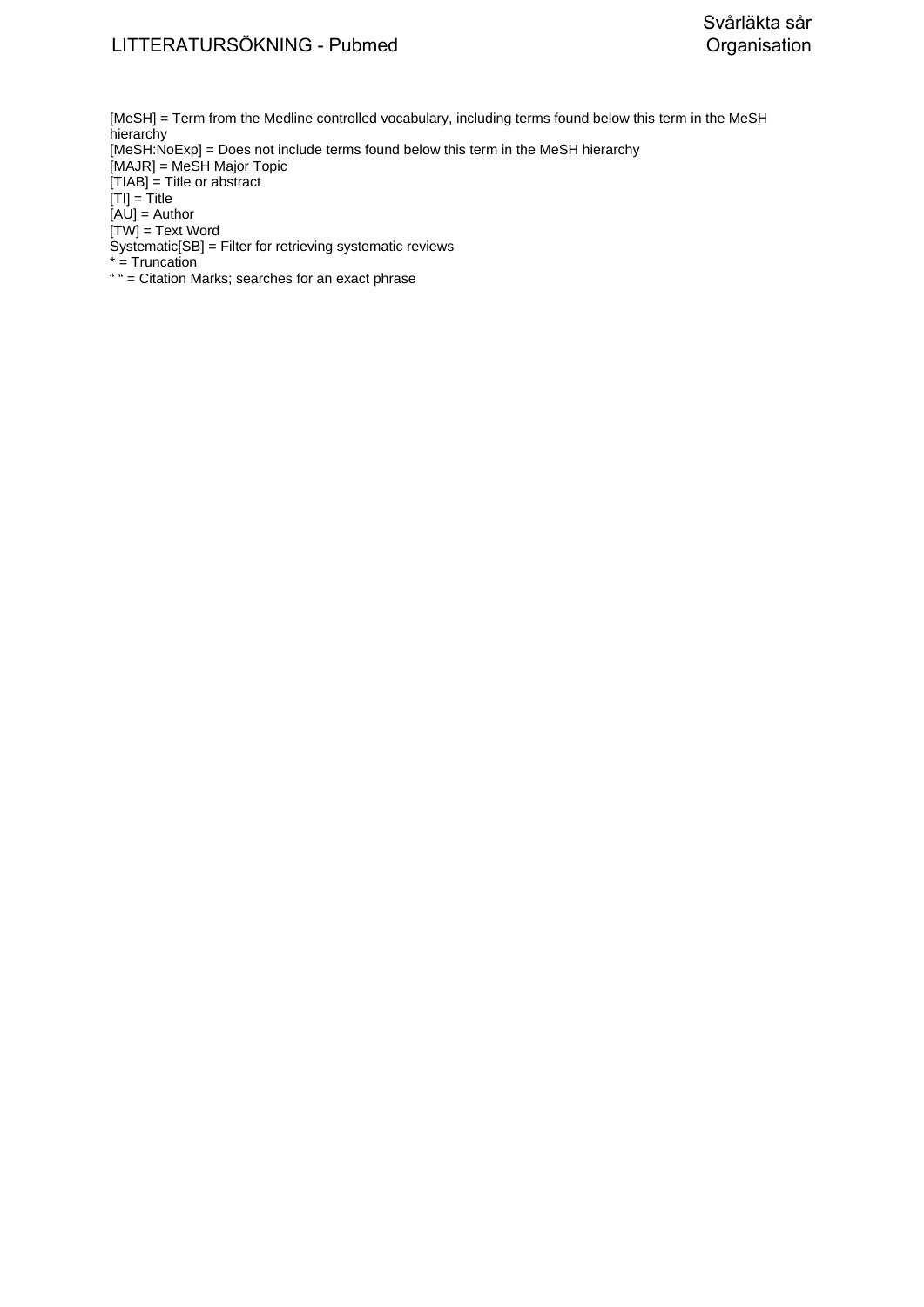[MeSH] = Term from the Medline controlled vocabulary, including terms found below this term in the MeSH hierarchy
[MeSH:NoExp] = Does not include terms found below this term in the MeSH hierarchy
[MAJR] = MeSH Major Topic
[TIAB] = Title or abstract
[TI] = Title
[AU] = Author
[TW] = Text Word
Systematic[SB] = Filter for retrieving systematic reviews
* = Truncation
" " = Citation Marks; searches for an exact phrase